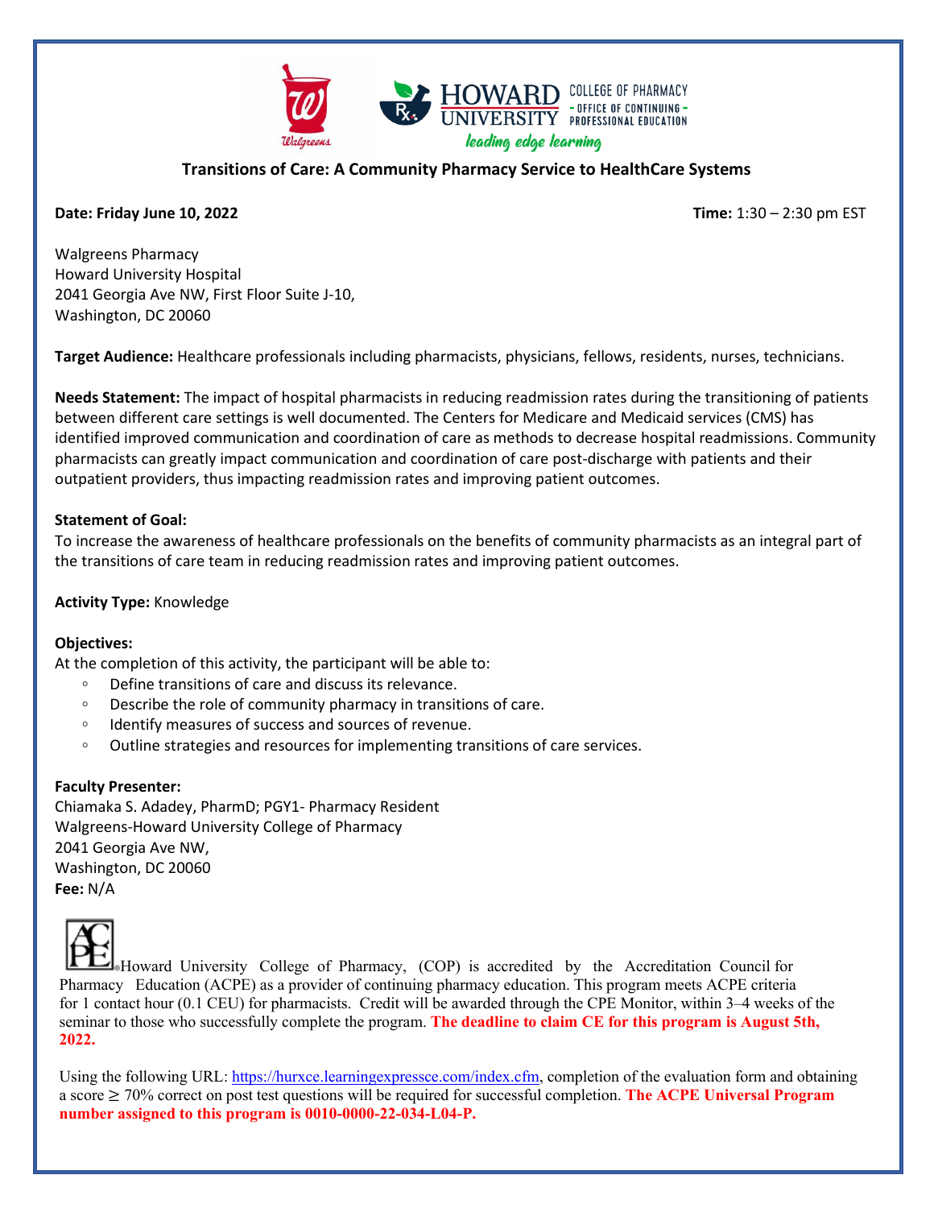HOWARD UNIVERSITY COLLEGE OF PHARMACY - OFFICE OF CONTINUING - PROFESSIONAL EDUCATION

*leading edge learning*

## Transitions of Care: A Community Pharmacy Service to HealthCare Systems

**Date: Friday June 10, 2022** **Time:** 1:30 – 2:30 pm EST

Walgreens Pharmacy
Howard University Hospital
2041 Georgia Ave NW, First Floor Suite J-10,
Washington, DC 20060

**Target Audience:** Healthcare professionals including pharmacists, physicians, fellows, residents, nurses, technicians.

**Needs Statement:** The impact of hospital pharmacists in reducing readmission rates during the transitioning of patients between different care settings is well documented. The Centers for Medicare and Medicaid services (CMS) has identified improved communication and coordination of care as methods to decrease hospital readmissions. Community pharmacists can greatly impact communication and coordination of care post-discharge with patients and their outpatient providers, thus impacting readmission rates and improving patient outcomes.

**Statement of Goal:**
To increase the awareness of healthcare professionals on the benefits of community pharmacists as an integral part of the transitions of care team in reducing readmission rates and improving patient outcomes.

**Activity Type:** Knowledge

**Objectives:**
At the completion of this activity, the participant will be able to:

- Define transitions of care and discuss its relevance.
- Describe the role of community pharmacy in transitions of care.
- Identify measures of success and sources of revenue.
- Outline strategies and resources for implementing transitions of care services.

**Faculty Presenter:**
Chiamaka S. Adadey, PharmD; PGY1- Pharmacy Resident
Walgreens-Howard University College of Pharmacy
2041 Georgia Ave NW,
Washington, DC 20060
**Fee:** N/A

Howard University College of Pharmacy, (COP) is accredited by the Accreditation Council for Pharmacy Education (ACPE) as a provider of continuing pharmacy education. This program meets ACPE criteria for 1 contact hour (0.1 CEU) for pharmacists. Credit will be awarded through the CPE Monitor, within 3–4 weeks of the seminar to those who successfully complete the program. **The deadline to claim CE for this program is August 5th, 2022.**

Using the following URL: https://hurxce.learningexpressce.com/index.cfm, completion of the evaluation form and obtaining a score ≥ 70% correct on post test questions will be required for successful completion. **The ACPE Universal Program number assigned to this program is 0010-0000-22-034-L04-P.**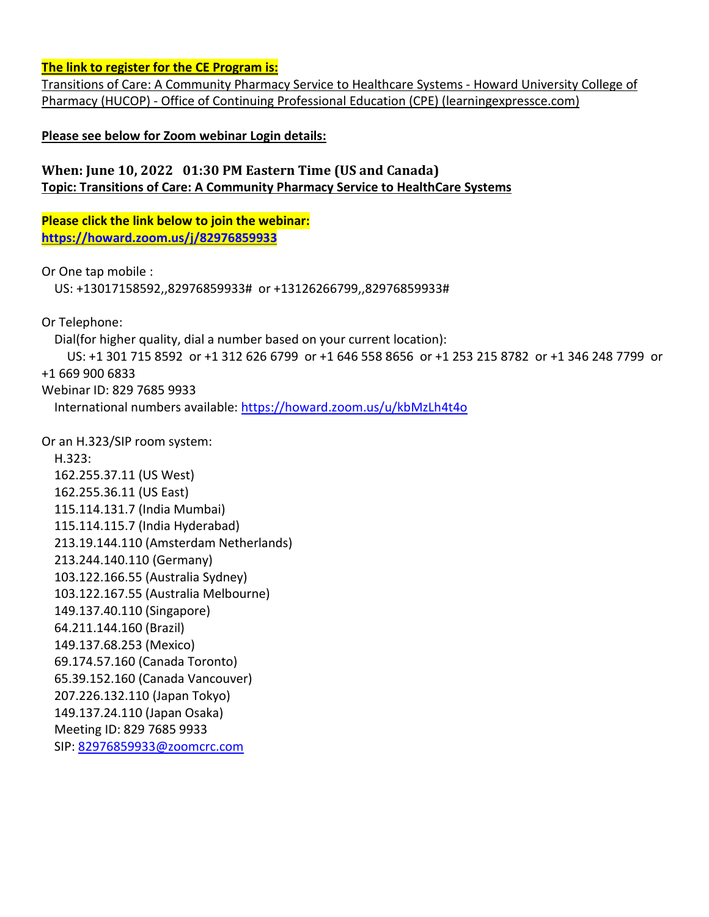**The link to register for the CE Program is:**

Transitions of Care: A Community Pharmacy Service to Healthcare Systems - Howard University College of Pharmacy (HUCOP) - Office of Continuing Professional Education (CPE) (learningexpressce.com)

**Please see below for Zoom webinar Login details:**

**When: June 10, 2022 01:30 PM Eastern Time (US and Canada)**

**Topic: Transitions of Care: A Community Pharmacy Service to HealthCare Systems**

**Please click the link below to join the webinar:**
**https://howard.zoom.us/j/82976859933**

Or One tap mobile :
US: +13017158592,,82976859933# or +13126266799,,82976859933#

Or Telephone:
Dial(for higher quality, dial a number based on your current location):
US: +1 301 715 8592 or +1 312 626 6799 or +1 646 558 8656 or +1 253 215 8782 or +1 346 248 7799 or +1 669 900 6833
Webinar ID: 829 7685 9933
International numbers available: https://howard.zoom.us/u/kbMzLh4t4o

Or an H.323/SIP room system:
H.323:
162.255.37.11 (US West)
162.255.36.11 (US East)
115.114.131.7 (India Mumbai)
115.114.115.7 (India Hyderabad)
213.19.144.110 (Amsterdam Netherlands)
213.244.140.110 (Germany)
103.122.166.55 (Australia Sydney)
103.122.167.55 (Australia Melbourne)
149.137.40.110 (Singapore)
64.211.144.160 (Brazil)
149.137.68.253 (Mexico)
69.174.57.160 (Canada Toronto)
65.39.152.160 (Canada Vancouver)
207.226.132.110 (Japan Tokyo)
149.137.24.110 (Japan Osaka)
Meeting ID: 829 7685 9933
SIP: 82976859933@zoomcrc.com